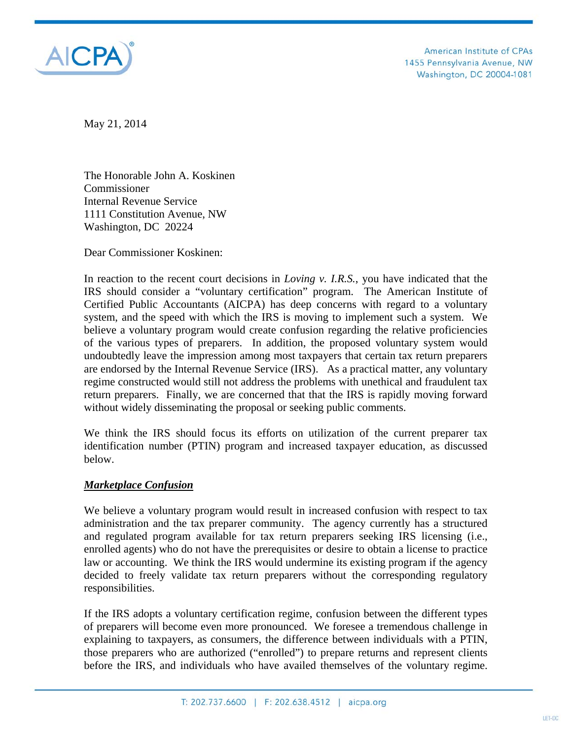AICPA

American Institute of CPAs
1455 Pennsylvania Avenue, NW
Washington, DC 20004-1081

May 21, 2014

The Honorable John A. Koskinen
Commissioner
Internal Revenue Service
1111 Constitution Avenue, NW
Washington, DC 20224

Dear Commissioner Koskinen:

In reaction to the recent court decisions in *Loving v. I.R.S.*, you have indicated that the IRS should consider a "voluntary certification" program. The American Institute of Certified Public Accountants (AICPA) has deep concerns with regard to a voluntary system, and the speed with which the IRS is moving to implement such a system. We believe a voluntary program would create confusion regarding the relative proficiencies of the various types of preparers. In addition, the proposed voluntary system would undoubtedly leave the impression among most taxpayers that certain tax return preparers are endorsed by the Internal Revenue Service (IRS). As a practical matter, any voluntary regime constructed would still not address the problems with unethical and fraudulent tax return preparers. Finally, we are concerned that that the IRS is rapidly moving forward without widely disseminating the proposal or seeking public comments.

We think the IRS should focus its efforts on utilization of the current preparer tax identification number (PTIN) program and increased taxpayer education, as discussed below.

***Marketplace Confusion***

We believe a voluntary program would result in increased confusion with respect to tax administration and the tax preparer community. The agency currently has a structured and regulated program available for tax return preparers seeking IRS licensing (i.e., enrolled agents) who do not have the prerequisites or desire to obtain a license to practice law or accounting. We think the IRS would undermine its existing program if the agency decided to freely validate tax return preparers without the corresponding regulatory responsibilities.

If the IRS adopts a voluntary certification regime, confusion between the different types of preparers will become even more pronounced. We foresee a tremendous challenge in explaining to taxpayers, as consumers, the difference between individuals with a PTIN, those preparers who are authorized ("enrolled") to prepare returns and represent clients before the IRS, and individuals who have availed themselves of the voluntary regime.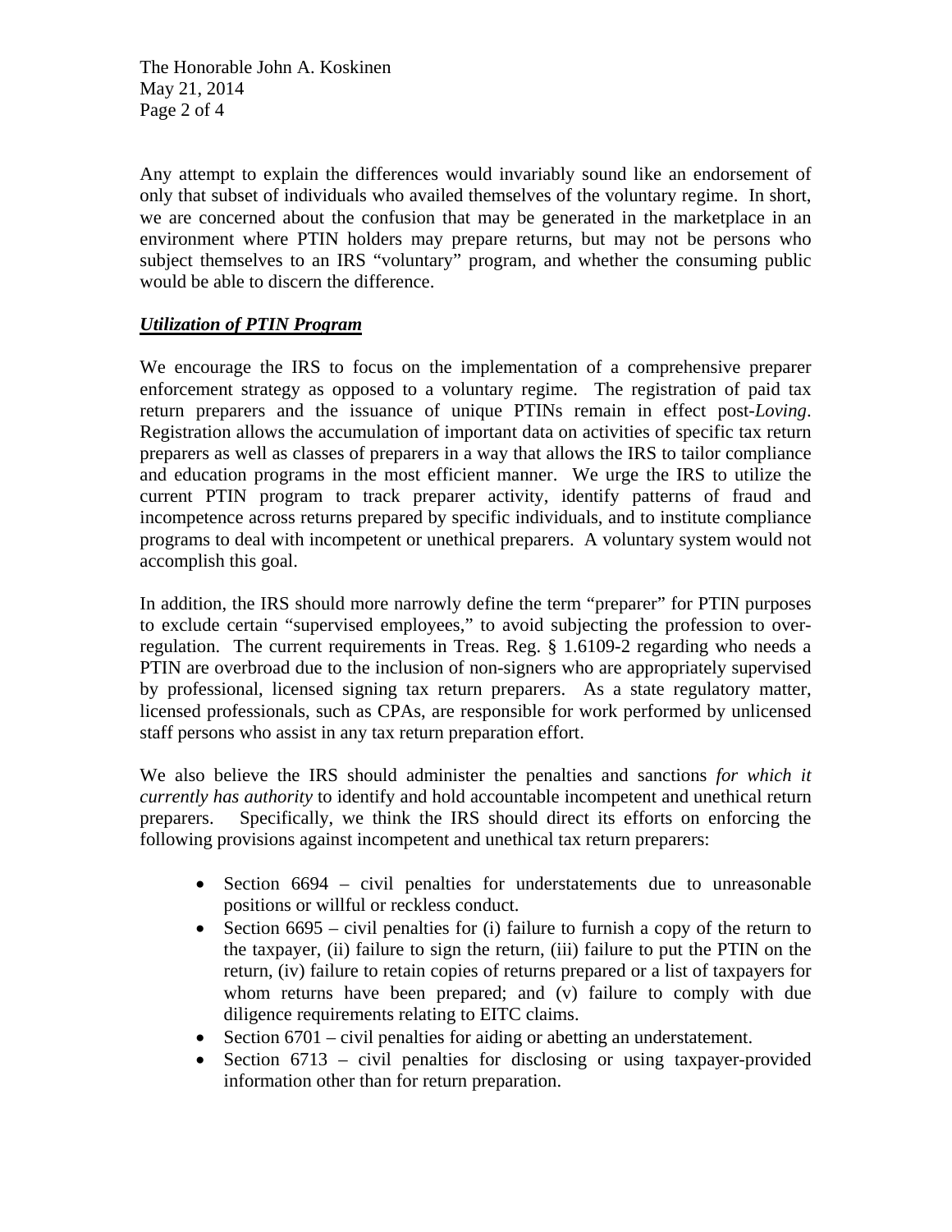Any attempt to explain the differences would invariably sound like an endorsement of only that subset of individuals who availed themselves of the voluntary regime. In short, we are concerned about the confusion that may be generated in the marketplace in an environment where PTIN holders may prepare returns, but may not be persons who subject themselves to an IRS "voluntary" program, and whether the consuming public would be able to discern the difference.

***Utilization of PTIN Program***

We encourage the IRS to focus on the implementation of a comprehensive preparer enforcement strategy as opposed to a voluntary regime. The registration of paid tax return preparers and the issuance of unique PTINs remain in effect post-*Loving*. Registration allows the accumulation of important data on activities of specific tax return preparers as well as classes of preparers in a way that allows the IRS to tailor compliance and education programs in the most efficient manner. We urge the IRS to utilize the current PTIN program to track preparer activity, identify patterns of fraud and incompetence across returns prepared by specific individuals, and to institute compliance programs to deal with incompetent or unethical preparers. A voluntary system would not accomplish this goal.

In addition, the IRS should more narrowly define the term "preparer" for PTIN purposes to exclude certain "supervised employees," to avoid subjecting the profession to over-regulation. The current requirements in Treas. Reg. § 1.6109-2 regarding who needs a PTIN are overbroad due to the inclusion of non-signers who are appropriately supervised by professional, licensed signing tax return preparers. As a state regulatory matter, licensed professionals, such as CPAs, are responsible for work performed by unlicensed staff persons who assist in any tax return preparation effort.

We also believe the IRS should administer the penalties and sanctions *for which it currently has authority* to identify and hold accountable incompetent and unethical return preparers. Specifically, we think the IRS should direct its efforts on enforcing the following provisions against incompetent and unethical tax return preparers:

- Section 6694 – civil penalties for understatements due to unreasonable positions or willful or reckless conduct.
- Section 6695 – civil penalties for (i) failure to furnish a copy of the return to the taxpayer, (ii) failure to sign the return, (iii) failure to put the PTIN on the return, (iv) failure to retain copies of returns prepared or a list of taxpayers for whom returns have been prepared; and (v) failure to comply with due diligence requirements relating to EITC claims.
- Section 6701 – civil penalties for aiding or abetting an understatement.
- Section 6713 – civil penalties for disclosing or using taxpayer-provided information other than for return preparation.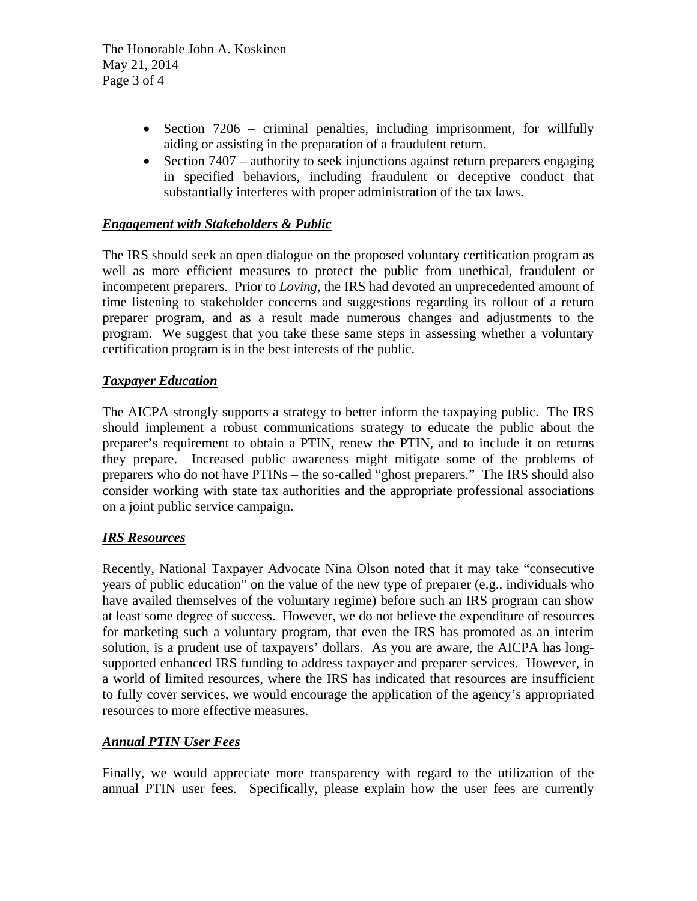- Section 7206 – criminal penalties, including imprisonment, for willfully aiding or assisting in the preparation of a fraudulent return.
- Section 7407 – authority to seek injunctions against return preparers engaging in specified behaviors, including fraudulent or deceptive conduct that substantially interferes with proper administration of the tax laws.

***Engagement with Stakeholders & Public***

The IRS should seek an open dialogue on the proposed voluntary certification program as well as more efficient measures to protect the public from unethical, fraudulent or incompetent preparers. Prior to *Loving*, the IRS had devoted an unprecedented amount of time listening to stakeholder concerns and suggestions regarding its rollout of a return preparer program, and as a result made numerous changes and adjustments to the program. We suggest that you take these same steps in assessing whether a voluntary certification program is in the best interests of the public.

***Taxpayer Education***

The AICPA strongly supports a strategy to better inform the taxpaying public. The IRS should implement a robust communications strategy to educate the public about the preparer's requirement to obtain a PTIN, renew the PTIN, and to include it on returns they prepare. Increased public awareness might mitigate some of the problems of preparers who do not have PTINs – the so-called "ghost preparers." The IRS should also consider working with state tax authorities and the appropriate professional associations on a joint public service campaign.

***IRS Resources***

Recently, National Taxpayer Advocate Nina Olson noted that it may take "consecutive years of public education" on the value of the new type of preparer (e.g., individuals who have availed themselves of the voluntary regime) before such an IRS program can show at least some degree of success. However, we do not believe the expenditure of resources for marketing such a voluntary program, that even the IRS has promoted as an interim solution, is a prudent use of taxpayers' dollars. As you are aware, the AICPA has long-supported enhanced IRS funding to address taxpayer and preparer services. However, in a world of limited resources, where the IRS has indicated that resources are insufficient to fully cover services, we would encourage the application of the agency's appropriated resources to more effective measures.

***Annual PTIN User Fees***

Finally, we would appreciate more transparency with regard to the utilization of the annual PTIN user fees. Specifically, please explain how the user fees are currently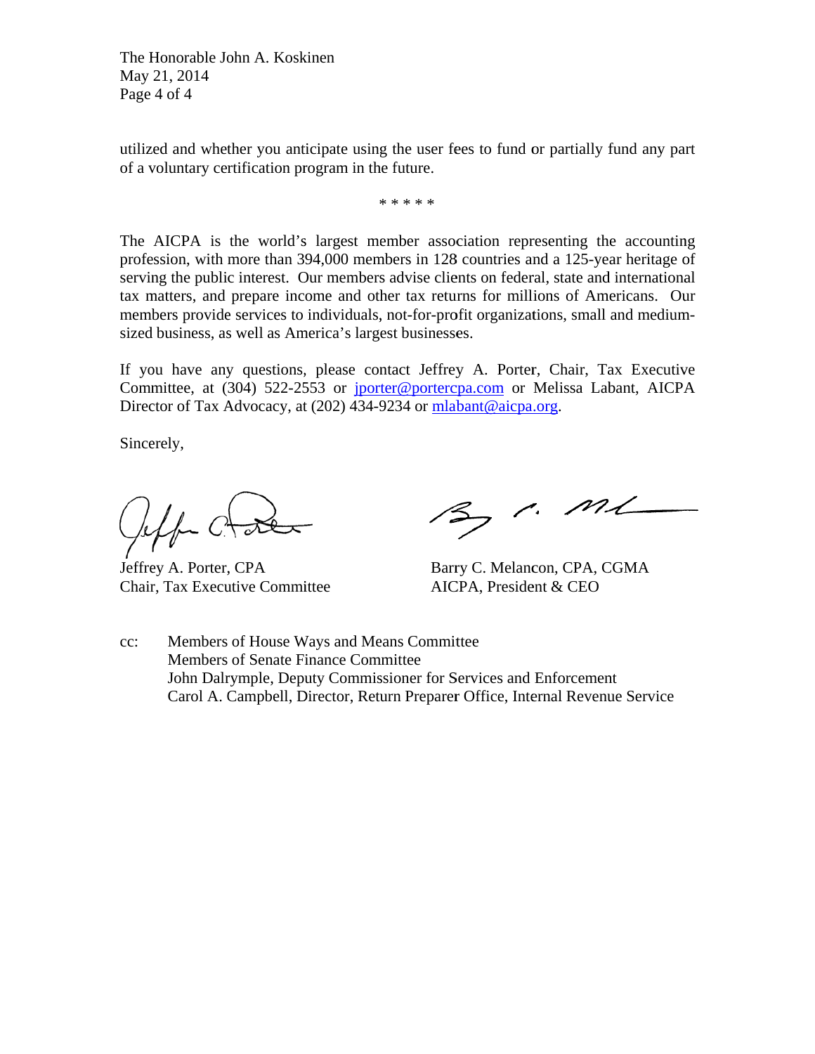utilized and whether you anticipate using the user fees to fund or partially fund any part of a voluntary certification program in the future.

* * * * *

The AICPA is the world's largest member association representing the accounting profession, with more than 394,000 members in 128 countries and a 125-year heritage of serving the public interest. Our members advise clients on federal, state and international tax matters, and prepare income and other tax returns for millions of Americans. Our members provide services to individuals, not-for-profit organizations, small and medium-sized business, as well as America's largest businesses.

If you have any questions, please contact Jeffrey A. Porter, Chair, Tax Executive Committee, at (304) 522-2553 or jporter@portercpa.com or Melissa Labant, AICPA Director of Tax Advocacy, at (202) 434-9234 or mlabant@aicpa.org.

Sincerely,

Jeffrey A. Porter, CPA
Chair, Tax Executive Committee

Barry C. Melancon, CPA, CGMA
AICPA, President & CEO

cc: Members of House Ways and Means Committee
Members of Senate Finance Committee
John Dalrymple, Deputy Commissioner for Services and Enforcement
Carol A. Campbell, Director, Return Preparer Office, Internal Revenue Service